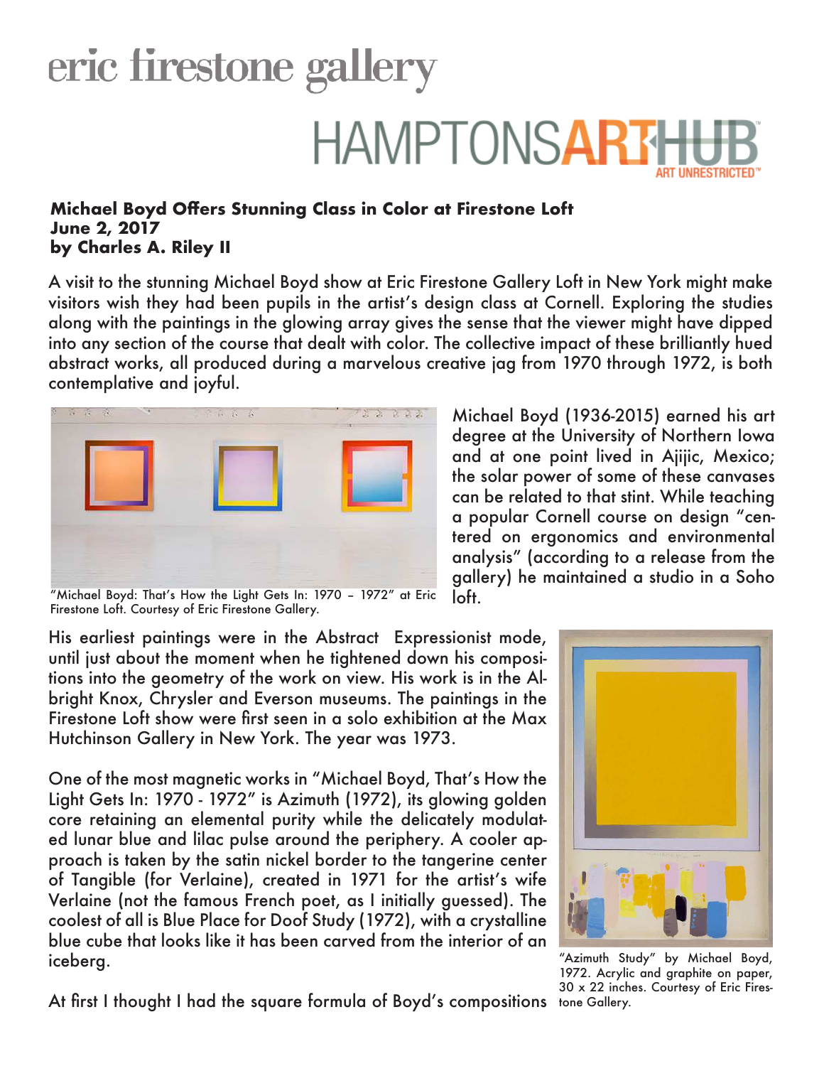eric firestone gallery

HAMPTONS ART HUB
ART UNRESTRICTED™

**Michael Boyd Offers Stunning Class in Color at Firestone Loft**
**June 2, 2017**
**by Charles A. Riley II**

A visit to the stunning Michael Boyd show at Eric Firestone Gallery Loft in New York might make visitors wish they had been pupils in the artist's design class at Cornell. Exploring the studies along with the paintings in the glowing array gives the sense that the viewer might have dipped into any section of the course that dealt with color. The collective impact of these brilliantly hued abstract works, all produced during a marvelous creative jag from 1970 through 1972, is both contemplative and joyful.

"Michael Boyd: That's How the Light Gets In: 1970 – 1972" at Eric Firestone Loft. Courtesy of Eric Firestone Gallery.

Michael Boyd (1936-2015) earned his art degree at the University of Northern Iowa and at one point lived in Ajijic, Mexico; the solar power of some of these canvases can be related to that stint. While teaching a popular Cornell course on design "centered on ergonomics and environmental analysis" (according to a release from the gallery) he maintained a studio in a Soho loft.

His earliest paintings were in the Abstract Expressionist mode, until just about the moment when he tightened down his compositions into the geometry of the work on view. His work is in the Albright Knox, Chrysler and Everson museums. The paintings in the Firestone Loft show were first seen in a solo exhibition at the Max Hutchinson Gallery in New York. The year was 1973.

One of the most magnetic works in "Michael Boyd, That's How the Light Gets In: 1970 - 1972" is Azimuth (1972), its glowing golden core retaining an elemental purity while the delicately modulated lunar blue and lilac pulse around the periphery. A cooler approach is taken by the satin nickel border to the tangerine center of Tangible (for Verlaine), created in 1971 for the artist's wife Verlaine (not the famous French poet, as I initially guessed). The coolest of all is Blue Place for Doof Study (1972), with a crystalline blue cube that looks like it has been carved from the interior of an iceberg.

"Azimuth Study" by Michael Boyd, 1972. Acrylic and graphite on paper, 30 x 22 inches. Courtesy of Eric Firestone Gallery.

At first I thought I had the square formula of Boyd's compositions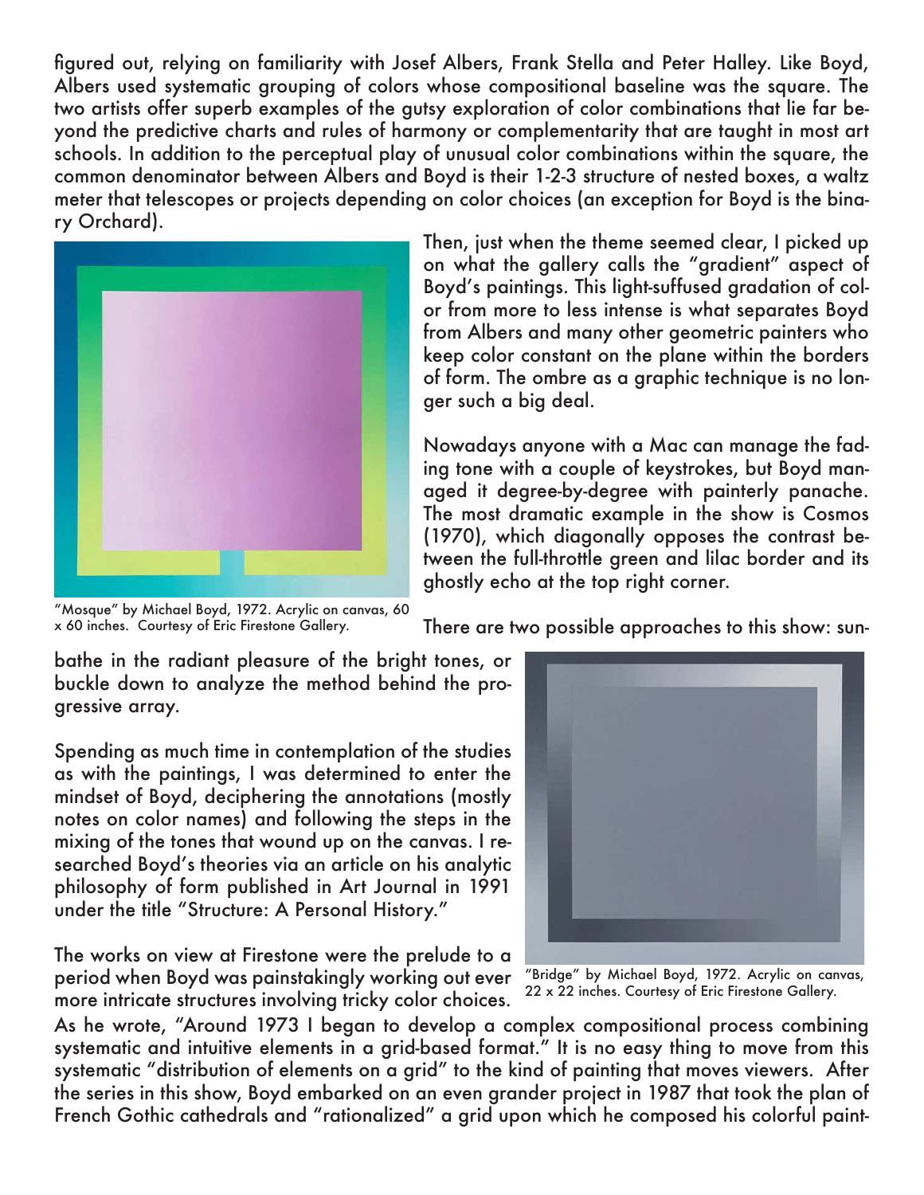figured out, relying on familiarity with Josef Albers, Frank Stella and Peter Halley. Like Boyd, Albers used systematic grouping of colors whose compositional baseline was the square. The two artists offer superb examples of the gutsy exploration of color combinations that lie far beyond the predictive charts and rules of harmony or complementarity that are taught in most art schools. In addition to the perceptual play of unusual color combinations within the square, the common denominator between Albers and Boyd is their 1-2-3 structure of nested boxes, a waltz meter that telescopes or projects depending on color choices (an exception for Boyd is the binary Orchard).

"Mosque" by Michael Boyd, 1972. Acrylic on canvas, 60 x 60 inches. Courtesy of Eric Firestone Gallery.

Then, just when the theme seemed clear, I picked up on what the gallery calls the "gradient" aspect of Boyd's paintings. This light-suffused gradation of color from more to less intense is what separates Boyd from Albers and many other geometric painters who keep color constant on the plane within the borders of form. The ombre as a graphic technique is no longer such a big deal.

Nowadays anyone with a Mac can manage the fading tone with a couple of keystrokes, but Boyd managed it degree-by-degree with painterly panache. The most dramatic example in the show is Cosmos (1970), which diagonally opposes the contrast between the full-throttle green and lilac border and its ghostly echo at the top right corner.

There are two possible approaches to this show: sunbathe in the radiant pleasure of the bright tones, or buckle down to analyze the method behind the progressive array.

Spending as much time in contemplation of the studies as with the paintings, I was determined to enter the mindset of Boyd, deciphering the annotations (mostly notes on color names) and following the steps in the mixing of the tones that wound up on the canvas. I researched Boyd's theories via an article on his analytic philosophy of form published in Art Journal in 1991 under the title "Structure: A Personal History."

"Bridge" by Michael Boyd, 1972. Acrylic on canvas, 22 x 22 inches. Courtesy of Eric Firestone Gallery.

The works on view at Firestone were the prelude to a period when Boyd was painstakingly working out ever more intricate structures involving tricky color choices. As he wrote, "Around 1973 I began to develop a complex compositional process combining systematic and intuitive elements in a grid-based format." It is no easy thing to move from this systematic "distribution of elements on a grid" to the kind of painting that moves viewers. After the series in this show, Boyd embarked on an even grander project in 1987 that took the plan of French Gothic cathedrals and "rationalized" a grid upon which he composed his colorful paint-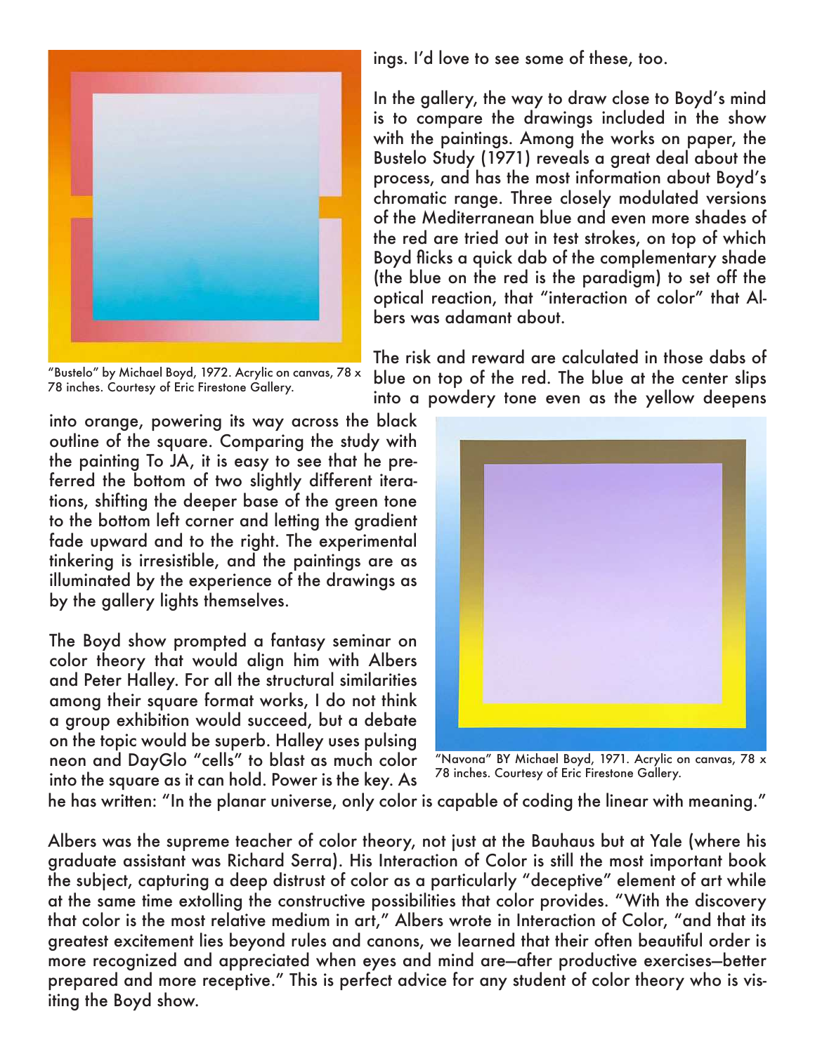"Bustelo" by Michael Boyd, 1972. Acrylic on canvas, 78 x 78 inches. Courtesy of Eric Firestone Gallery.

ings. I'd love to see some of these, too.

In the gallery, the way to draw close to Boyd's mind is to compare the drawings included in the show with the paintings. Among the works on paper, the Bustelo Study (1971) reveals a great deal about the process, and has the most information about Boyd's chromatic range. Three closely modulated versions of the Mediterranean blue and even more shades of the red are tried out in test strokes, on top of which Boyd flicks a quick dab of the complementary shade (the blue on the red is the paradigm) to set off the optical reaction, that "interaction of color" that Albers was adamant about.

The risk and reward are calculated in those dabs of blue on top of the red. The blue at the center slips into a powdery tone even as the yellow deepens into orange, powering its way across the black outline of the square. Comparing the study with the painting To JA, it is easy to see that he preferred the bottom of two slightly different iterations, shifting the deeper base of the green tone to the bottom left corner and letting the gradient fade upward and to the right. The experimental tinkering is irresistible, and the paintings are as illuminated by the experience of the drawings as by the gallery lights themselves.

"Navona" BY Michael Boyd, 1971. Acrylic on canvas, 78 x 78 inches. Courtesy of Eric Firestone Gallery.

The Boyd show prompted a fantasy seminar on color theory that would align him with Albers and Peter Halley. For all the structural similarities among their square format works, I do not think a group exhibition would succeed, but a debate on the topic would be superb. Halley uses pulsing neon and DayGlo "cells" to blast as much color into the square as it can hold. Power is the key. As he has written: "In the planar universe, only color is capable of coding the linear with meaning."

Albers was the supreme teacher of color theory, not just at the Bauhaus but at Yale (where his graduate assistant was Richard Serra). His Interaction of Color is still the most important book the subject, capturing a deep distrust of color as a particularly "deceptive" element of art while at the same time extolling the constructive possibilities that color provides. "With the discovery that color is the most relative medium in art," Albers wrote in Interaction of Color, "and that its greatest excitement lies beyond rules and canons, we learned that their often beautiful order is more recognized and appreciated when eyes and mind are—after productive exercises—better prepared and more receptive." This is perfect advice for any student of color theory who is visiting the Boyd show.